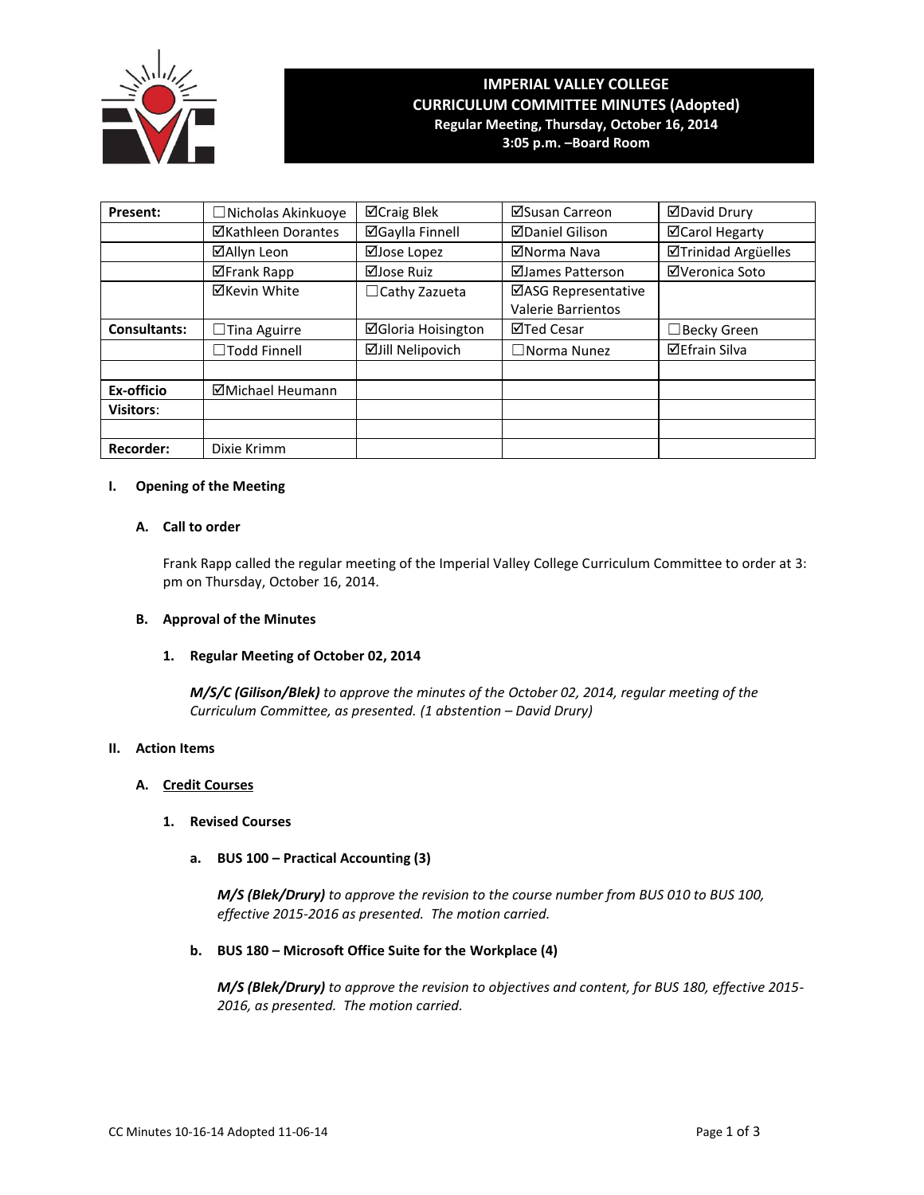# IMPERIAL VALLEY COLLEGE
## CURRICULUM COMMITTEE MINUTES (Adopted)
**Regular Meeting, Thursday, October 16, 2014**
**3:05 p.m. –Board Room**

| **Present:** | ☐Nicholas Akinkuoye | ☑Craig Blek | ☑Susan Carreon | ☑David Drury |
|---|---|---|---|---|
| | ☑Kathleen Dorantes | ☑Gaylla Finnell | ☑Daniel Gilison | ☑Carol Hegarty |
| | ☑Allyn Leon | ☑Jose Lopez | ☑Norma Nava | ☑Trinidad Argüelles |
| | ☑Frank Rapp | ☑Jose Ruiz | ☑James Patterson | ☑Veronica Soto |
| | ☑Kevin White | ☐Cathy Zazueta | ☑ASG Representative Valerie Barrientos | |
| **Consultants:** | ☐Tina Aguirre | ☑Gloria Hoisington | ☑Ted Cesar | ☐Becky Green |
| | ☐Todd Finnell | ☑Jill Nelipovich | ☐Norma Nunez | ☑Efrain Silva |
| | | | | |
| **Ex-officio** | ☑Michael Heumann | | | |
| **Visitors**: | | | | |
| | | | | |
| **Recorder:** | Dixie Krimm | | | |

## I. Opening of the Meeting

### A. Call to order

Frank Rapp called the regular meeting of the Imperial Valley College Curriculum Committee to order at 3: pm on Thursday, October 16, 2014.

### B. Approval of the Minutes

#### 1. Regular Meeting of October 02, 2014

***M/S/C (Gilison/Blek)*** *to approve the minutes of the October 02, 2014, regular meeting of the Curriculum Committee, as presented. (1 abstention – David Drury)*

## II. Action Items

### A. Credit Courses

#### 1. Revised Courses

**a. BUS 100 – Practical Accounting (3)**

***M/S (Blek/Drury)*** *to approve the revision to the course number from BUS 010 to BUS 100, effective 2015-2016 as presented. The motion carried.*

**b. BUS 180 – Microsoft Office Suite for the Workplace (4)**

***M/S (Blek/Drury)*** *to approve the revision to objectives and content, for BUS 180, effective 2015-2016, as presented. The motion carried.*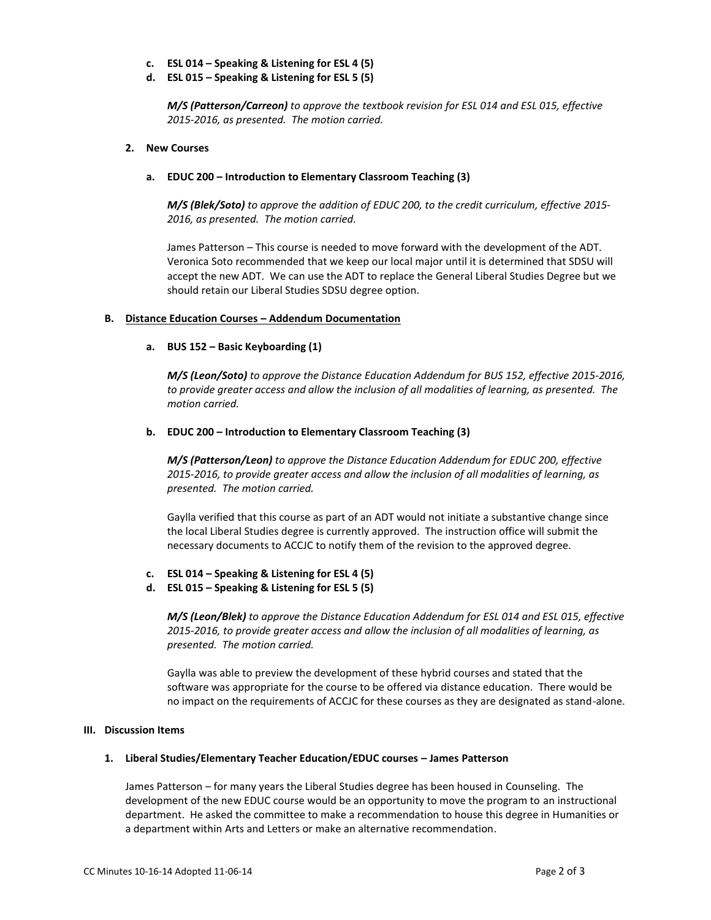c. **ESL 014 – Speaking & Listening for ESL 4 (5)**
d. **ESL 015 – Speaking & Listening for ESL 5 (5)**

***M/S (Patterson/Carreon)*** *to approve the textbook revision for ESL 014 and ESL 015, effective 2015-2016, as presented. The motion carried.*

2. **New Courses**

a. **EDUC 200 – Introduction to Elementary Classroom Teaching (3)**

***M/S (Blek/Soto)*** *to approve the addition of EDUC 200, to the credit curriculum, effective 2015-2016, as presented. The motion carried.*

James Patterson – This course is needed to move forward with the development of the ADT. Veronica Soto recommended that we keep our local major until it is determined that SDSU will accept the new ADT. We can use the ADT to replace the General Liberal Studies Degree but we should retain our Liberal Studies SDSU degree option.

B. **<u>Distance Education Courses – Addendum Documentation</u>**

a. **BUS 152 – Basic Keyboarding (1)**

***M/S (Leon/Soto)*** *to approve the Distance Education Addendum for BUS 152, effective 2015-2016, to provide greater access and allow the inclusion of all modalities of learning, as presented. The motion carried.*

b. **EDUC 200 – Introduction to Elementary Classroom Teaching (3)**

***M/S (Patterson/Leon)*** *to approve the Distance Education Addendum for EDUC 200, effective 2015-2016, to provide greater access and allow the inclusion of all modalities of learning, as presented. The motion carried.*

Gaylla verified that this course as part of an ADT would not initiate a substantive change since the local Liberal Studies degree is currently approved. The instruction office will submit the necessary documents to ACCJC to notify them of the revision to the approved degree.

c. **ESL 014 – Speaking & Listening for ESL 4 (5)**
d. **ESL 015 – Speaking & Listening for ESL 5 (5)**

***M/S (Leon/Blek)*** *to approve the Distance Education Addendum for ESL 014 and ESL 015, effective 2015-2016, to provide greater access and allow the inclusion of all modalities of learning, as presented. The motion carried.*

Gaylla was able to preview the development of these hybrid courses and stated that the software was appropriate for the course to be offered via distance education. There would be no impact on the requirements of ACCJC for these courses as they are designated as stand-alone.

## III. Discussion Items

1. **Liberal Studies/Elementary Teacher Education/EDUC courses – James Patterson**

James Patterson – for many years the Liberal Studies degree has been housed in Counseling. The development of the new EDUC course would be an opportunity to move the program to an instructional department. He asked the committee to make a recommendation to house this degree in Humanities or a department within Arts and Letters or make an alternative recommendation.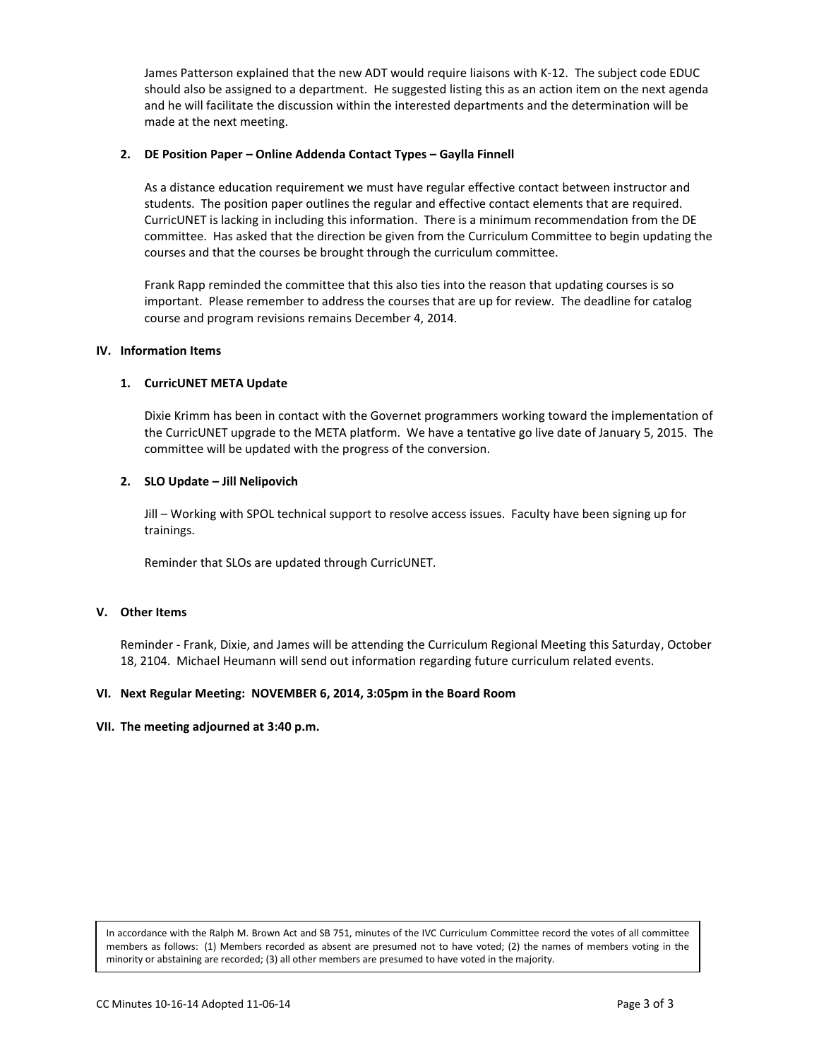James Patterson explained that the new ADT would require liaisons with K-12. The subject code EDUC should also be assigned to a department. He suggested listing this as an action item on the next agenda and he will facilitate the discussion within the interested departments and the determination will be made at the next meeting.

**2. DE Position Paper – Online Addenda Contact Types – Gaylla Finnell**

As a distance education requirement we must have regular effective contact between instructor and students. The position paper outlines the regular and effective contact elements that are required. CurricUNET is lacking in including this information. There is a minimum recommendation from the DE committee. Has asked that the direction be given from the Curriculum Committee to begin updating the courses and that the courses be brought through the curriculum committee.

Frank Rapp reminded the committee that this also ties into the reason that updating courses is so important. Please remember to address the courses that are up for review. The deadline for catalog course and program revisions remains December 4, 2014.

## IV. Information Items

**1. CurricUNET META Update**

Dixie Krimm has been in contact with the Governet programmers working toward the implementation of the CurricUNET upgrade to the META platform. We have a tentative go live date of January 5, 2015. The committee will be updated with the progress of the conversion.

**2. SLO Update – Jill Nelipovich**

Jill – Working with SPOL technical support to resolve access issues. Faculty have been signing up for trainings.

Reminder that SLOs are updated through CurricUNET.

## V. Other Items

Reminder - Frank, Dixie, and James will be attending the Curriculum Regional Meeting this Saturday, October 18, 2104. Michael Heumann will send out information regarding future curriculum related events.

## VI. Next Regular Meeting: NOVEMBER 6, 2014, 3:05pm in the Board Room

## VII. The meeting adjourned at 3:40 p.m.

In accordance with the Ralph M. Brown Act and SB 751, minutes of the IVC Curriculum Committee record the votes of all committee members as follows: (1) Members recorded as absent are presumed not to have voted; (2) the names of members voting in the minority or abstaining are recorded; (3) all other members are presumed to have voted in the majority.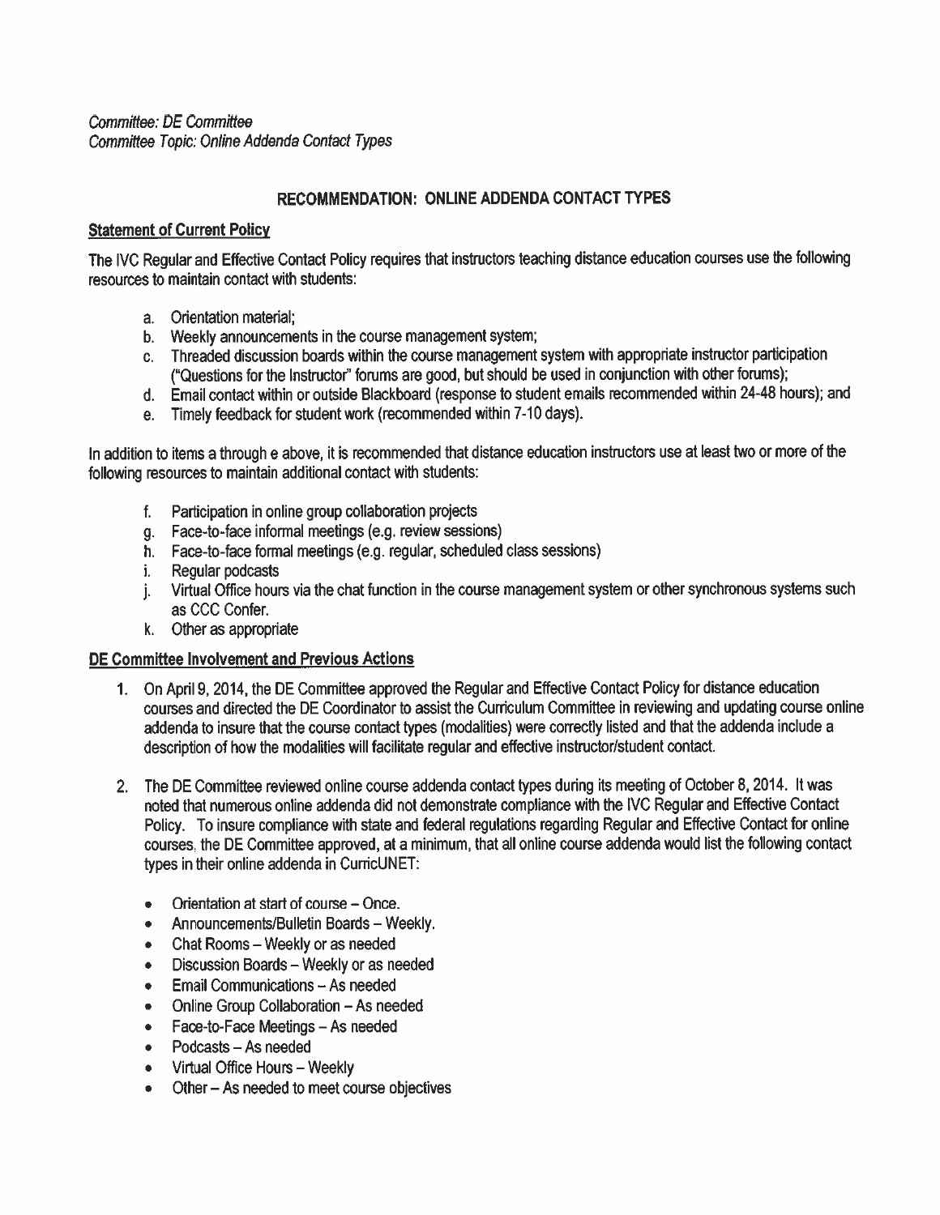*Committee: DE Committee*
*Committee Topic: Online Addenda Contact Types*

## RECOMMENDATION: ONLINE ADDENDA CONTACT TYPES

**Statement of Current Policy**

The IVC Regular and Effective Contact Policy requires that instructors teaching distance education courses use the following resources to maintain contact with students:

a. Orientation material;
b. Weekly announcements in the course management system;
c. Threaded discussion boards within the course management system with appropriate instructor participation ("Questions for the Instructor" forums are good, but should be used in conjunction with other forums);
d. Email contact within or outside Blackboard (response to student emails recommended within 24-48 hours); and
e. Timely feedback for student work (recommended within 7-10 days).

In addition to items a through e above, it is recommended that distance education instructors use at least two or more of the following resources to maintain additional contact with students:

f. Participation in online group collaboration projects
g. Face-to-face informal meetings (e.g. review sessions)
h. Face-to-face formal meetings (e.g. regular, scheduled class sessions)
i. Regular podcasts
j. Virtual Office hours via the chat function in the course management system or other synchronous systems such as CCC Confer.
k. Other as appropriate

**DE Committee Involvement and Previous Actions**

1. On April 9, 2014, the DE Committee approved the Regular and Effective Contact Policy for distance education courses and directed the DE Coordinator to assist the Curriculum Committee in reviewing and updating course online addenda to insure that the course contact types (modalities) were correctly listed and that the addenda include a description of how the modalities will facilitate regular and effective instructor/student contact.

2. The DE Committee reviewed online course addenda contact types during its meeting of October 8, 2014. It was noted that numerous online addenda did not demonstrate compliance with the IVC Regular and Effective Contact Policy. To insure compliance with state and federal regulations regarding Regular and Effective Contact for online courses, the DE Committee approved, at a minimum, that all online course addenda would list the following contact types in their online addenda in CurricUNET:

   - Orientation at start of course – Once.
   - Announcements/Bulletin Boards – Weekly.
   - Chat Rooms – Weekly or as needed
   - Discussion Boards – Weekly or as needed
   - Email Communications – As needed
   - Online Group Collaboration – As needed
   - Face-to-Face Meetings – As needed
   - Podcasts – As needed
   - Virtual Office Hours – Weekly
   - Other – As needed to meet course objectives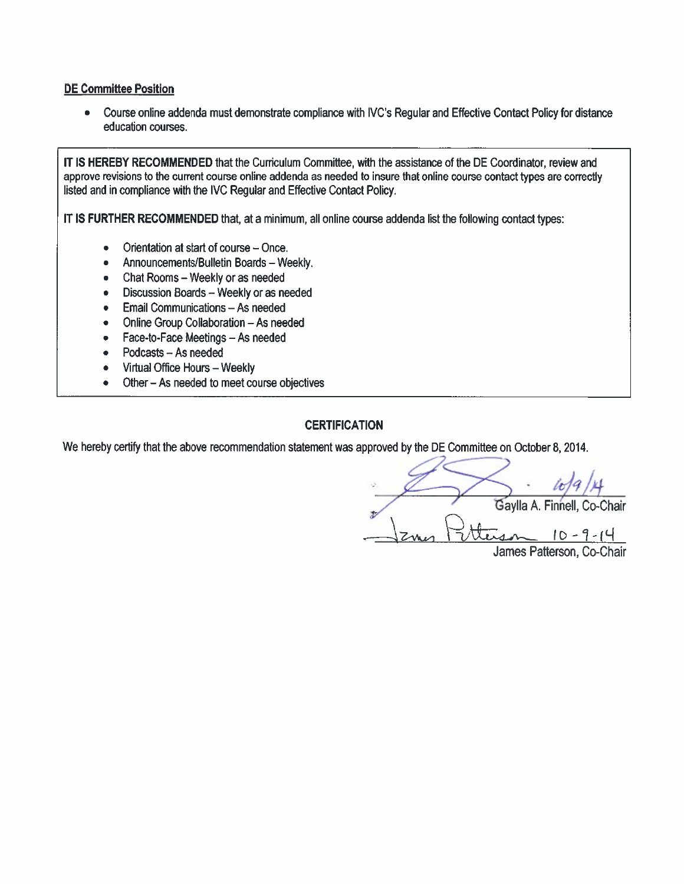**DE Committee Position**

- Course online addenda must demonstrate compliance with IVC's Regular and Effective Contact Policy for distance education courses.

**IT IS HEREBY RECOMMENDED** that the Curriculum Committee, with the assistance of the DE Coordinator, review and approve revisions to the current course online addenda as needed to insure that online course contact types are correctly listed and in compliance with the IVC Regular and Effective Contact Policy.

**IT IS FURTHER RECOMMENDED** that, at a minimum, all online course addenda list the following contact types:

- Orientation at start of course – Once.
- Announcements/Bulletin Boards – Weekly.
- Chat Rooms – Weekly or as needed
- Discussion Boards – Weekly or as needed
- Email Communications – As needed
- Online Group Collaboration – As needed
- Face-to-Face Meetings – As needed
- Podcasts – As needed
- Virtual Office Hours – Weekly
- Other – As needed to meet course objectives

**CERTIFICATION**

We hereby certify that the above recommendation statement was approved by the DE Committee on October 8, 2014.

10/9/14
Gaylla A. Finnell, Co-Chair

10-9-14
James Patterson, Co-Chair